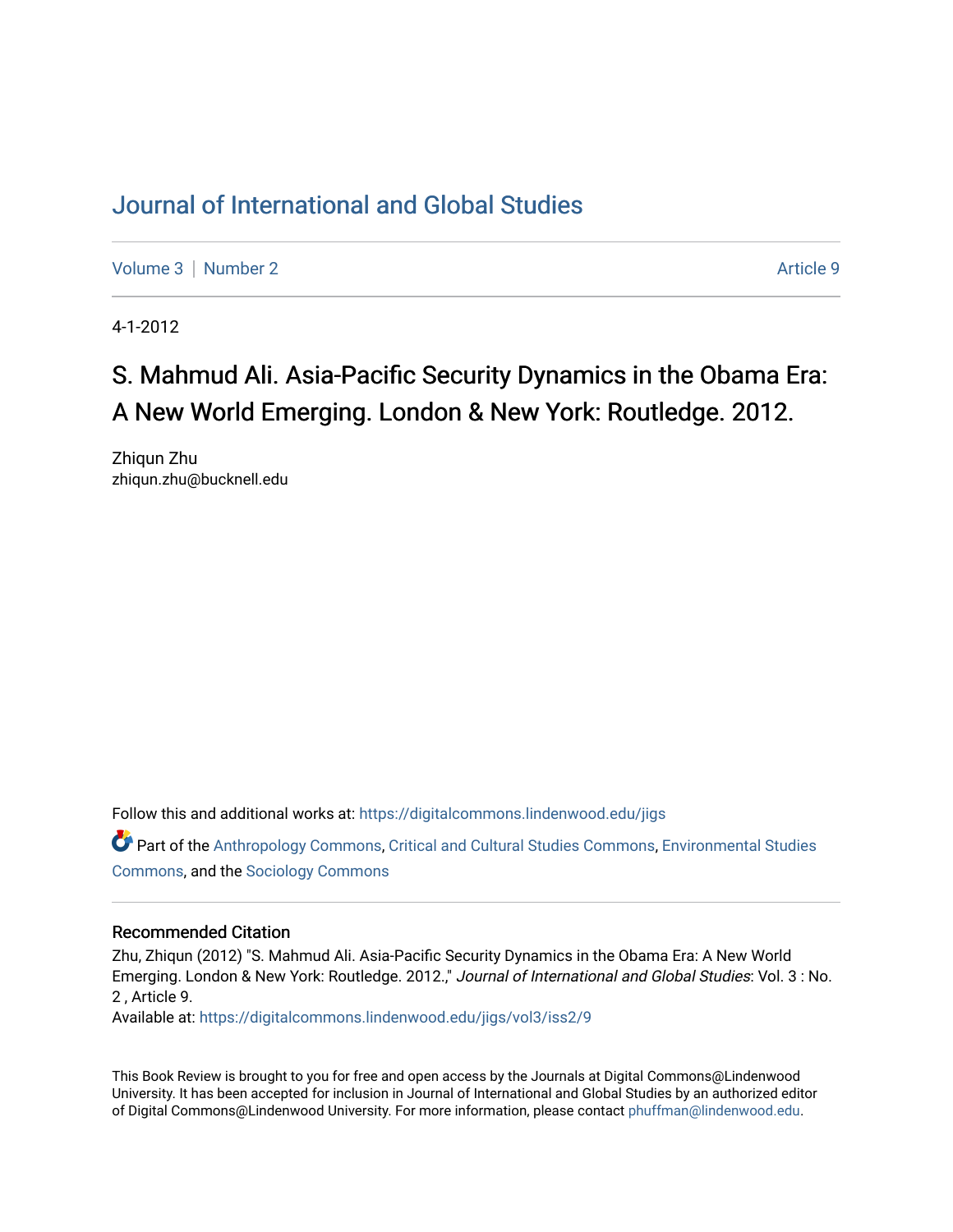# Journal of International and Global Studies

Volume 3 | Number 2 — Article 9

4-1-2012

## S. Mahmud Ali. Asia-Pacific Security Dynamics in the Obama Era: A New World Emerging. London & New York: Routledge. 2012.

Zhiqun Zhu
zhiqun.zhu@bucknell.edu

Follow this and additional works at: https://digitalcommons.lindenwood.edu/jigs

Part of the Anthropology Commons, Critical and Cultural Studies Commons, Environmental Studies Commons, and the Sociology Commons

### Recommended Citation

Zhu, Zhiqun (2012) "S. Mahmud Ali. Asia-Pacific Security Dynamics in the Obama Era: A New World Emerging. London & New York: Routledge. 2012.," *Journal of International and Global Studies*: Vol. 3 : No. 2 , Article 9.
Available at: https://digitalcommons.lindenwood.edu/jigs/vol3/iss2/9

This Book Review is brought to you for free and open access by the Journals at Digital Commons@Lindenwood University. It has been accepted for inclusion in Journal of International and Global Studies by an authorized editor of Digital Commons@Lindenwood University. For more information, please contact phuffman@lindenwood.edu.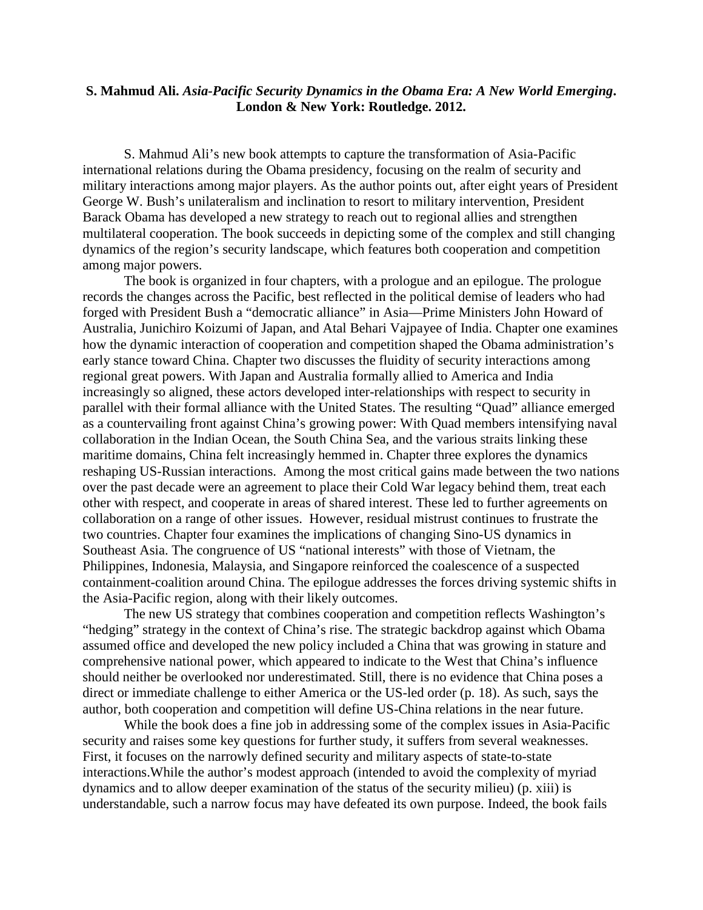**S. Mahmud Ali.** ***Asia-Pacific Security Dynamics in the Obama Era: A New World Emerging*****. London & New York: Routledge. 2012.**

S. Mahmud Ali's new book attempts to capture the transformation of Asia-Pacific international relations during the Obama presidency, focusing on the realm of security and military interactions among major players. As the author points out, after eight years of President George W. Bush's unilateralism and inclination to resort to military intervention, President Barack Obama has developed a new strategy to reach out to regional allies and strengthen multilateral cooperation. The book succeeds in depicting some of the complex and still changing dynamics of the region's security landscape, which features both cooperation and competition among major powers.

The book is organized in four chapters, with a prologue and an epilogue. The prologue records the changes across the Pacific, best reflected in the political demise of leaders who had forged with President Bush a "democratic alliance" in Asia—Prime Ministers John Howard of Australia, Junichiro Koizumi of Japan, and Atal Behari Vajpayee of India. Chapter one examines how the dynamic interaction of cooperation and competition shaped the Obama administration's early stance toward China. Chapter two discusses the fluidity of security interactions among regional great powers. With Japan and Australia formally allied to America and India increasingly so aligned, these actors developed inter-relationships with respect to security in parallel with their formal alliance with the United States. The resulting "Quad" alliance emerged as a countervailing front against China's growing power: With Quad members intensifying naval collaboration in the Indian Ocean, the South China Sea, and the various straits linking these maritime domains, China felt increasingly hemmed in. Chapter three explores the dynamics reshaping US-Russian interactions. Among the most critical gains made between the two nations over the past decade were an agreement to place their Cold War legacy behind them, treat each other with respect, and cooperate in areas of shared interest. These led to further agreements on collaboration on a range of other issues. However, residual mistrust continues to frustrate the two countries. Chapter four examines the implications of changing Sino-US dynamics in Southeast Asia. The congruence of US "national interests" with those of Vietnam, the Philippines, Indonesia, Malaysia, and Singapore reinforced the coalescence of a suspected containment-coalition around China. The epilogue addresses the forces driving systemic shifts in the Asia-Pacific region, along with their likely outcomes.

The new US strategy that combines cooperation and competition reflects Washington's "hedging" strategy in the context of China's rise. The strategic backdrop against which Obama assumed office and developed the new policy included a China that was growing in stature and comprehensive national power, which appeared to indicate to the West that China's influence should neither be overlooked nor underestimated. Still, there is no evidence that China poses a direct or immediate challenge to either America or the US-led order (p. 18). As such, says the author, both cooperation and competition will define US-China relations in the near future.

While the book does a fine job in addressing some of the complex issues in Asia-Pacific security and raises some key questions for further study, it suffers from several weaknesses. First, it focuses on the narrowly defined security and military aspects of state-to-state interactions.While the author's modest approach (intended to avoid the complexity of myriad dynamics and to allow deeper examination of the status of the security milieu) (p. xiii) is understandable, such a narrow focus may have defeated its own purpose. Indeed, the book fails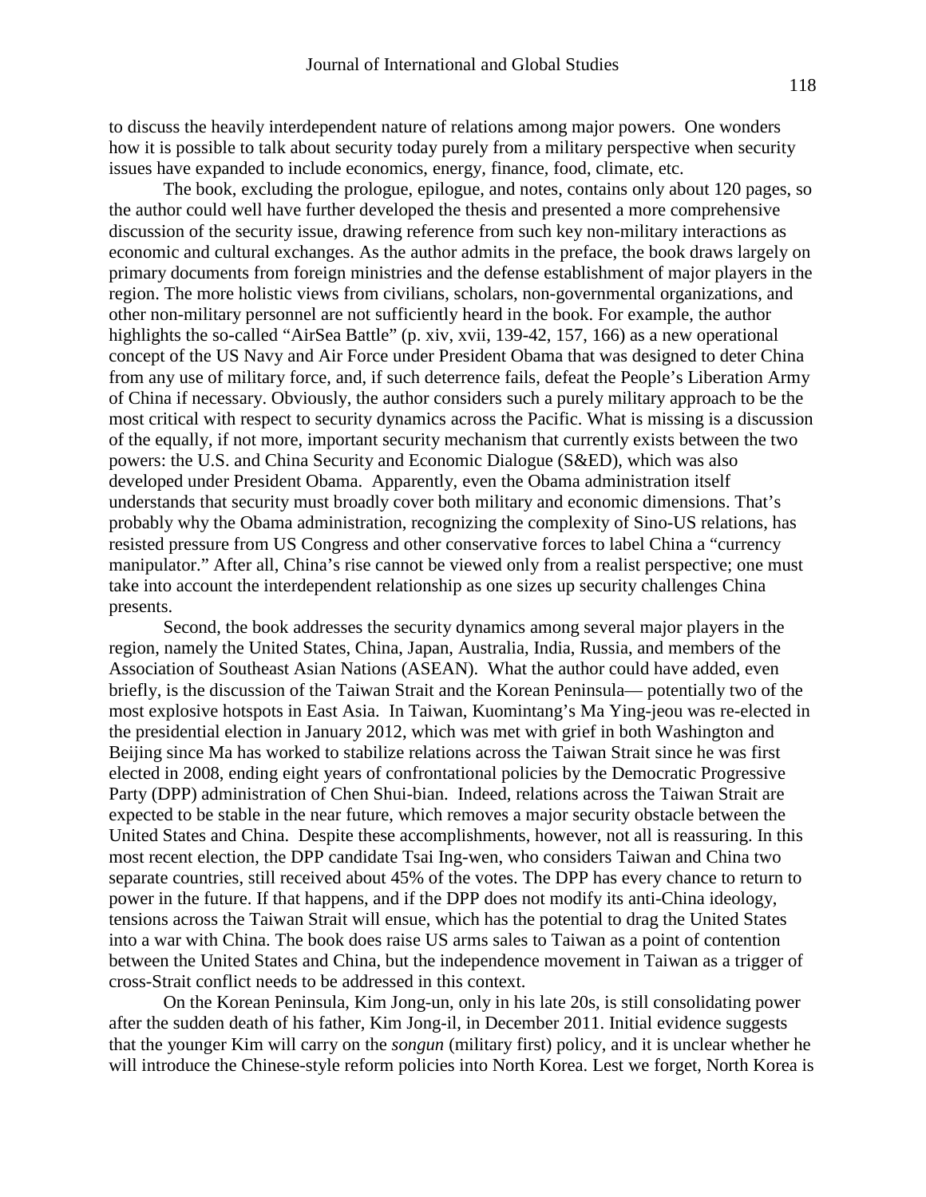to discuss the heavily interdependent nature of relations among major powers. One wonders how it is possible to talk about security today purely from a military perspective when security issues have expanded to include economics, energy, finance, food, climate, etc.

The book, excluding the prologue, epilogue, and notes, contains only about 120 pages, so the author could well have further developed the thesis and presented a more comprehensive discussion of the security issue, drawing reference from such key non-military interactions as economic and cultural exchanges. As the author admits in the preface, the book draws largely on primary documents from foreign ministries and the defense establishment of major players in the region. The more holistic views from civilians, scholars, non-governmental organizations, and other non-military personnel are not sufficiently heard in the book. For example, the author highlights the so-called "AirSea Battle" (p. xiv, xvii, 139-42, 157, 166) as a new operational concept of the US Navy and Air Force under President Obama that was designed to deter China from any use of military force, and, if such deterrence fails, defeat the People's Liberation Army of China if necessary. Obviously, the author considers such a purely military approach to be the most critical with respect to security dynamics across the Pacific. What is missing is a discussion of the equally, if not more, important security mechanism that currently exists between the two powers: the U.S. and China Security and Economic Dialogue (S&ED), which was also developed under President Obama. Apparently, even the Obama administration itself understands that security must broadly cover both military and economic dimensions. That's probably why the Obama administration, recognizing the complexity of Sino-US relations, has resisted pressure from US Congress and other conservative forces to label China a "currency manipulator." After all, China's rise cannot be viewed only from a realist perspective; one must take into account the interdependent relationship as one sizes up security challenges China presents.

Second, the book addresses the security dynamics among several major players in the region, namely the United States, China, Japan, Australia, India, Russia, and members of the Association of Southeast Asian Nations (ASEAN). What the author could have added, even briefly, is the discussion of the Taiwan Strait and the Korean Peninsula— potentially two of the most explosive hotspots in East Asia. In Taiwan, Kuomintang's Ma Ying-jeou was re-elected in the presidential election in January 2012, which was met with grief in both Washington and Beijing since Ma has worked to stabilize relations across the Taiwan Strait since he was first elected in 2008, ending eight years of confrontational policies by the Democratic Progressive Party (DPP) administration of Chen Shui-bian. Indeed, relations across the Taiwan Strait are expected to be stable in the near future, which removes a major security obstacle between the United States and China. Despite these accomplishments, however, not all is reassuring. In this most recent election, the DPP candidate Tsai Ing-wen, who considers Taiwan and China two separate countries, still received about 45% of the votes. The DPP has every chance to return to power in the future. If that happens, and if the DPP does not modify its anti-China ideology, tensions across the Taiwan Strait will ensue, which has the potential to drag the United States into a war with China. The book does raise US arms sales to Taiwan as a point of contention between the United States and China, but the independence movement in Taiwan as a trigger of cross-Strait conflict needs to be addressed in this context.

On the Korean Peninsula, Kim Jong-un, only in his late 20s, is still consolidating power after the sudden death of his father, Kim Jong-il, in December 2011. Initial evidence suggests that the younger Kim will carry on the *songun* (military first) policy, and it is unclear whether he will introduce the Chinese-style reform policies into North Korea. Lest we forget, North Korea is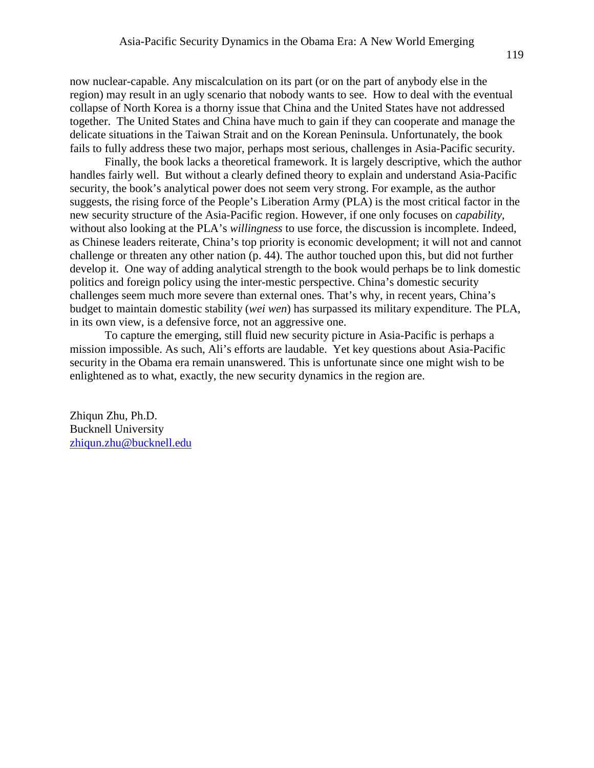now nuclear-capable. Any miscalculation on its part (or on the part of anybody else in the region) may result in an ugly scenario that nobody wants to see. How to deal with the eventual collapse of North Korea is a thorny issue that China and the United States have not addressed together. The United States and China have much to gain if they can cooperate and manage the delicate situations in the Taiwan Strait and on the Korean Peninsula. Unfortunately, the book fails to fully address these two major, perhaps most serious, challenges in Asia-Pacific security.

Finally, the book lacks a theoretical framework. It is largely descriptive, which the author handles fairly well. But without a clearly defined theory to explain and understand Asia-Pacific security, the book's analytical power does not seem very strong. For example, as the author suggests, the rising force of the People's Liberation Army (PLA) is the most critical factor in the new security structure of the Asia-Pacific region. However, if one only focuses on *capability*, without also looking at the PLA's *willingness* to use force, the discussion is incomplete. Indeed, as Chinese leaders reiterate, China's top priority is economic development; it will not and cannot challenge or threaten any other nation (p. 44). The author touched upon this, but did not further develop it. One way of adding analytical strength to the book would perhaps be to link domestic politics and foreign policy using the inter-mestic perspective. China's domestic security challenges seem much more severe than external ones. That's why, in recent years, China's budget to maintain domestic stability (*wei wen*) has surpassed its military expenditure. The PLA, in its own view, is a defensive force, not an aggressive one.

To capture the emerging, still fluid new security picture in Asia-Pacific is perhaps a mission impossible. As such, Ali's efforts are laudable. Yet key questions about Asia-Pacific security in the Obama era remain unanswered. This is unfortunate since one might wish to be enlightened as to what, exactly, the new security dynamics in the region are.

Zhiqun Zhu, Ph.D.
Bucknell University
zhiqun.zhu@bucknell.edu